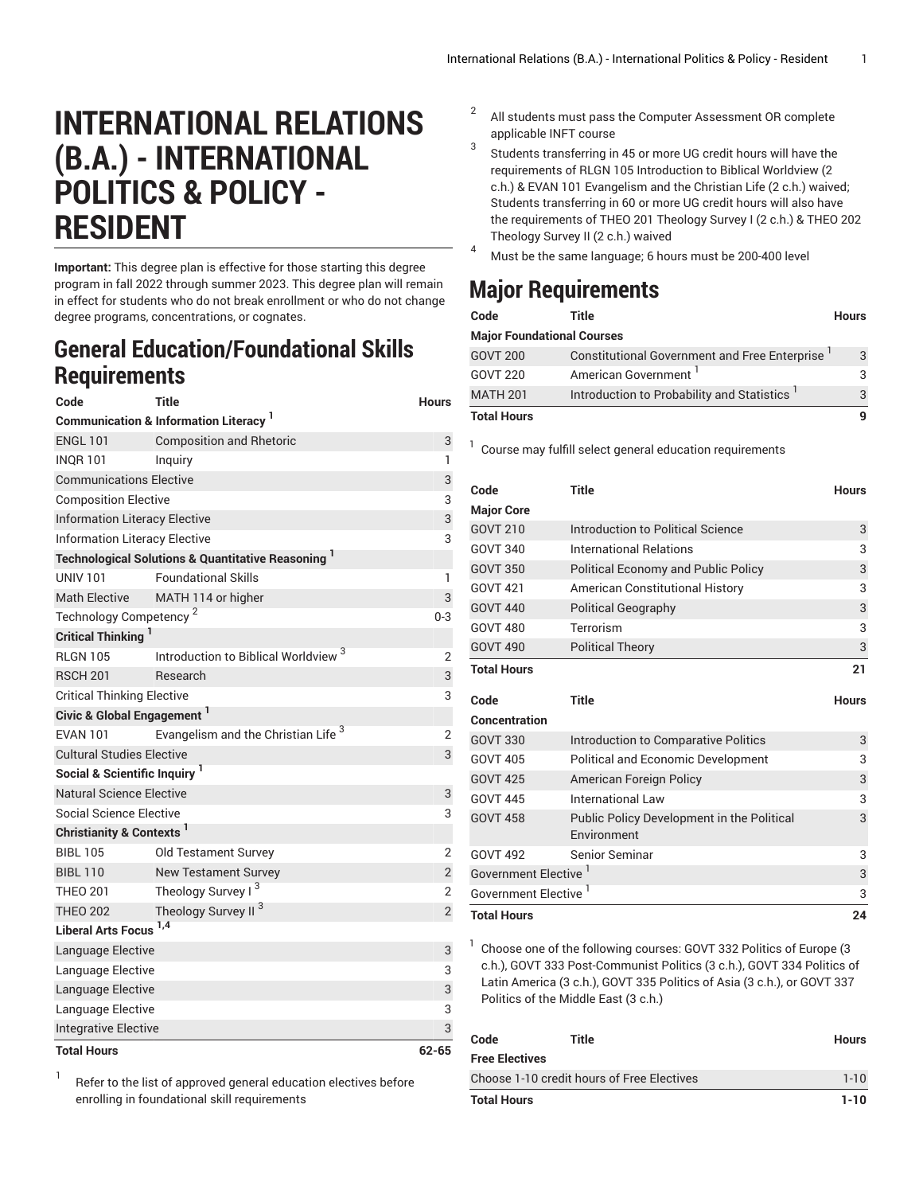# INTERNATIONAL RELATIONS (B.A.) - INTERNATIONAL POLITICS & POLICY - RESIDENT

**Important:** This degree plan is effective for those starting this degree program in fall 2022 through summer 2023. This degree plan will remain in effect for students who do not break enrollment or who do not change degree programs, concentrations, or cognates.

## General Education/Foundational Skills Requirements

| Code | Title | Hours |
|---|---|---|
| **Communication & Information Literacy** [1] | | |
| ENGL 101 | Composition and Rhetoric | 3 |
| INQR 101 | Inquiry | 1 |
| Communications Elective | | 3 |
| Composition Elective | | 3 |
| Information Literacy Elective | | 3 |
| Information Literacy Elective | | 3 |
| **Technological Solutions & Quantitative Reasoning** [1] | | |
| UNIV 101 | Foundational Skills | 1 |
| Math Elective | MATH 114 or higher | 3 |
| Technology Competency [2] | | 0-3 |
| **Critical Thinking** [1] | | |
| RLGN 105 | Introduction to Biblical Worldview [3] | 2 |
| RSCH 201 | Research | 3 |
| Critical Thinking Elective | | 3 |
| **Civic & Global Engagement** [1] | | |
| EVAN 101 | Evangelism and the Christian Life [3] | 2 |
| Cultural Studies Elective | | 3 |
| **Social & Scientific Inquiry** [1] | | |
| Natural Science Elective | | 3 |
| Social Science Elective | | 3 |
| **Christianity & Contexts** [1] | | |
| BIBL 105 | Old Testament Survey | 2 |
| BIBL 110 | New Testament Survey | 2 |
| THEO 201 | Theology Survey I [3] | 2 |
| THEO 202 | Theology Survey II [3] | 2 |
| **Liberal Arts Focus** [1,4] | | |
| Language Elective | | 3 |
| Language Elective | | 3 |
| Language Elective | | 3 |
| Language Elective | | 3 |
| Integrative Elective | | 3 |
| **Total Hours** | | **62-65** |

1. Refer to the list of approved general education electives before enrolling in foundational skill requirements
2. All students must pass the Computer Assessment OR complete applicable INFT course
3. Students transferring in 45 or more UG credit hours will have the requirements of RLGN 105 Introduction to Biblical Worldview (2 c.h.) & EVAN 101 Evangelism and the Christian Life (2 c.h.) waived; Students transferring in 60 or more UG credit hours will also have the requirements of THEO 201 Theology Survey I (2 c.h.) & THEO 202 Theology Survey II (2 c.h.) waived
4. Must be the same language; 6 hours must be 200-400 level

## Major Requirements

| Code | Title | Hours |
|---|---|---|
| **Major Foundational Courses** | | |
| GOVT 200 | Constitutional Government and Free Enterprise [1] | 3 |
| GOVT 220 | American Government [1] | 3 |
| MATH 201 | Introduction to Probability and Statistics [1] | 3 |
| **Total Hours** | | **9** |

1. Course may fulfill select general education requirements

| Code | Title | Hours |
|---|---|---|
| **Major Core** | | |
| GOVT 210 | Introduction to Political Science | 3 |
| GOVT 340 | International Relations | 3 |
| GOVT 350 | Political Economy and Public Policy | 3 |
| GOVT 421 | American Constitutional History | 3 |
| GOVT 440 | Political Geography | 3 |
| GOVT 480 | Terrorism | 3 |
| GOVT 490 | Political Theory | 3 |
| **Total Hours** | | **21** |

| Code | Title | Hours |
|---|---|---|
| **Concentration** | | |
| GOVT 330 | Introduction to Comparative Politics | 3 |
| GOVT 405 | Political and Economic Development | 3 |
| GOVT 425 | American Foreign Policy | 3 |
| GOVT 445 | International Law | 3 |
| GOVT 458 | Public Policy Development in the Political Environment | 3 |
| GOVT 492 | Senior Seminar | 3 |
| Government Elective [1] | | 3 |
| Government Elective [1] | | 3 |
| **Total Hours** | | **24** |

1. Choose one of the following courses: GOVT 332 Politics of Europe (3 c.h.), GOVT 333 Post-Communist Politics (3 c.h.), GOVT 334 Politics of Latin America (3 c.h.), GOVT 335 Politics of Asia (3 c.h.), or GOVT 337 Politics of the Middle East (3 c.h.)

| Code | Title | Hours |
|---|---|---|
| **Free Electives** | | |
| Choose 1-10 credit hours of Free Electives | | 1-10 |
| **Total Hours** | | **1-10** |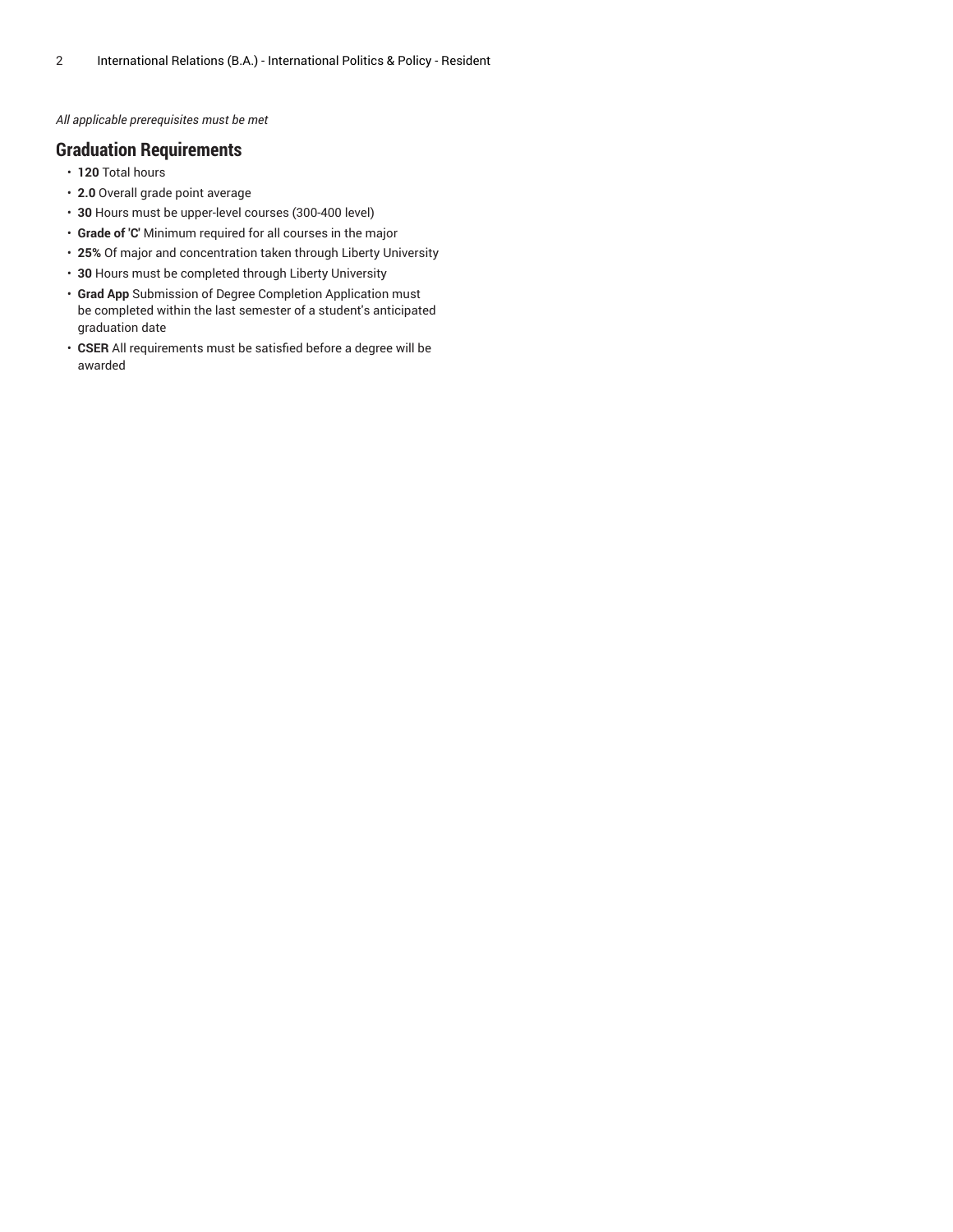*All applicable prerequisites must be met*

## Graduation Requirements

- **120** Total hours
- **2.0** Overall grade point average
- **30** Hours must be upper-level courses (300-400 level)
- **Grade of 'C'** Minimum required for all courses in the major
- **25%** Of major and concentration taken through Liberty University
- **30** Hours must be completed through Liberty University
- **Grad App** Submission of Degree Completion Application must be completed within the last semester of a student's anticipated graduation date
- **CSER** All requirements must be satisfied before a degree will be awarded